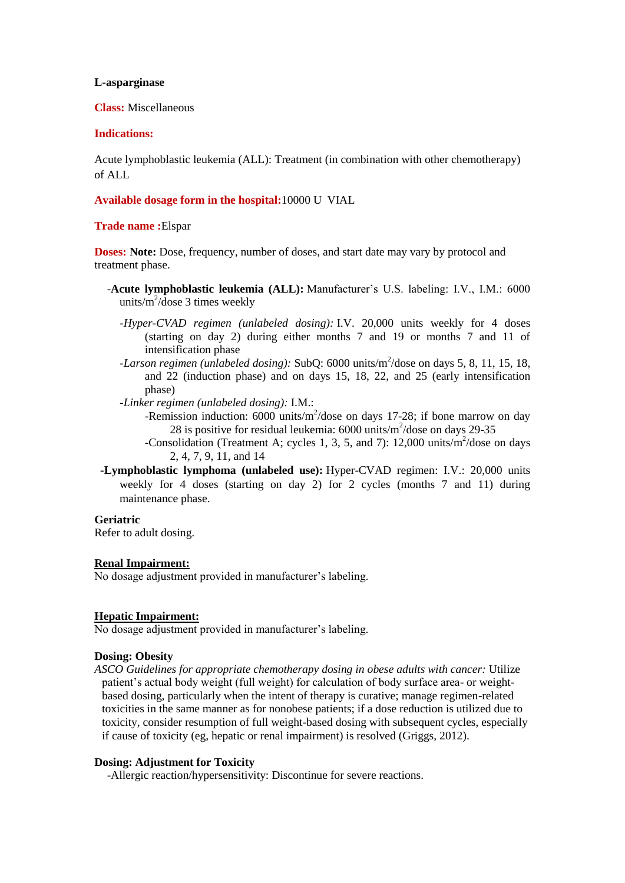**L-asparginase**

**Class:** Miscellaneous

**Indications:**

Acute lymphoblastic leukemia (ALL): Treatment (in combination with other chemotherapy) of ALL

**Available dosage form in the hospital:** 10000 U VIAL

**Trade name :** Elspar

**Doses:** **Note:** Dose, frequency, number of doses, and start date may vary by protocol and treatment phase.

- **Acute lymphoblastic leukemia (ALL):** Manufacturer's U.S. labeling: I.V., I.M.: 6000 units/$m^2$/dose 3 times weekly
  - *Hyper-CVAD regimen (unlabeled dosing):* I.V. 20,000 units weekly for 4 doses (starting on day 2) during either months 7 and 19 or months 7 and 11 of intensification phase
  - *Larson regimen (unlabeled dosing):* SubQ: 6000 units/$m^2$/dose on days 5, 8, 11, 15, 18, and 22 (induction phase) and on days 15, 18, 22, and 25 (early intensification phase)
  - *Linker regimen (unlabeled dosing):* I.M.:
    - Remission induction: 6000 units/$m^2$/dose on days 17-28; if bone marrow on day 28 is positive for residual leukemia: 6000 units/$m^2$/dose on days 29-35
    - Consolidation (Treatment A; cycles 1, 3, 5, and 7): 12,000 units/$m^2$/dose on days 2, 4, 7, 9, 11, and 14
- **Lymphoblastic lymphoma (unlabeled use):** Hyper-CVAD regimen: I.V.: 20,000 units weekly for 4 doses (starting on day 2) for 2 cycles (months 7 and 11) during maintenance phase.

**Geriatric**

Refer to adult dosing.

**Renal Impairment:**

No dosage adjustment provided in manufacturer's labeling.

**Hepatic Impairment:**

No dosage adjustment provided in manufacturer's labeling.

**Dosing: Obesity**

*ASCO Guidelines for appropriate chemotherapy dosing in obese adults with cancer:* Utilize patient's actual body weight (full weight) for calculation of body surface area- or weight-based dosing, particularly when the intent of therapy is curative; manage regimen-related toxicities in the same manner as for nonobese patients; if a dose reduction is utilized due to toxicity, consider resumption of full weight-based dosing with subsequent cycles, especially if cause of toxicity (eg, hepatic or renal impairment) is resolved (Griggs, 2012).

**Dosing: Adjustment for Toxicity**

- Allergic reaction/hypersensitivity: Discontinue for severe reactions.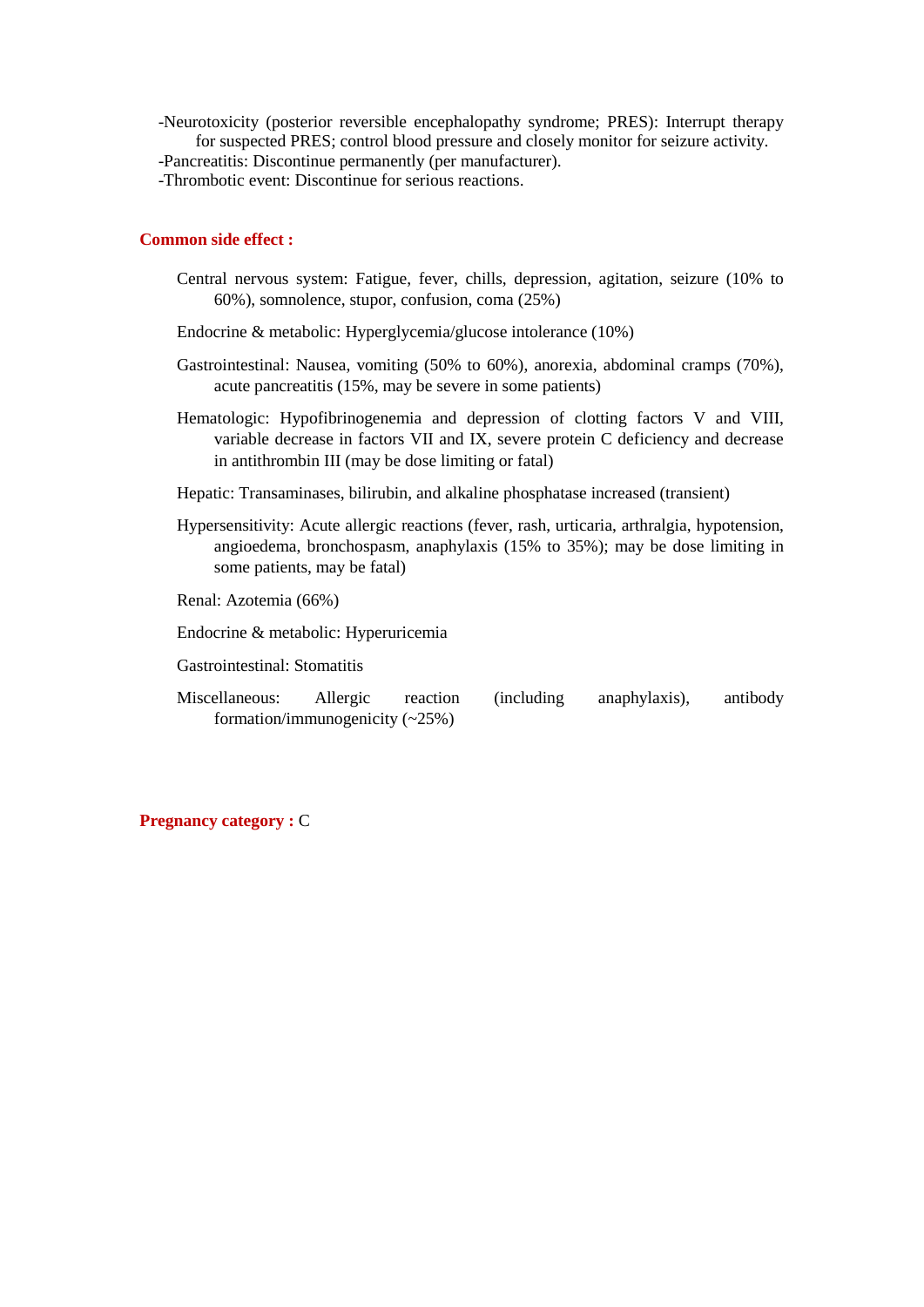-Neurotoxicity (posterior reversible encephalopathy syndrome; PRES): Interrupt therapy for suspected PRES; control blood pressure and closely monitor for seizure activity.
-Pancreatitis: Discontinue permanently (per manufacturer).
-Thrombotic event: Discontinue for serious reactions.

**Common side effect :**

Central nervous system: Fatigue, fever, chills, depression, agitation, seizure (10% to 60%), somnolence, stupor, confusion, coma (25%)

Endocrine & metabolic: Hyperglycemia/glucose intolerance (10%)

Gastrointestinal: Nausea, vomiting (50% to 60%), anorexia, abdominal cramps (70%), acute pancreatitis (15%, may be severe in some patients)

Hematologic: Hypofibrinogenemia and depression of clotting factors V and VIII, variable decrease in factors VII and IX, severe protein C deficiency and decrease in antithrombin III (may be dose limiting or fatal)

Hepatic: Transaminases, bilirubin, and alkaline phosphatase increased (transient)

Hypersensitivity: Acute allergic reactions (fever, rash, urticaria, arthralgia, hypotension, angioedema, bronchospasm, anaphylaxis (15% to 35%); may be dose limiting in some patients, may be fatal)

Renal: Azotemia (66%)

Endocrine & metabolic: Hyperuricemia

Gastrointestinal: Stomatitis

Miscellaneous: Allergic reaction (including anaphylaxis), antibody formation/immunogenicity (~25%)

**Pregnancy category :** C